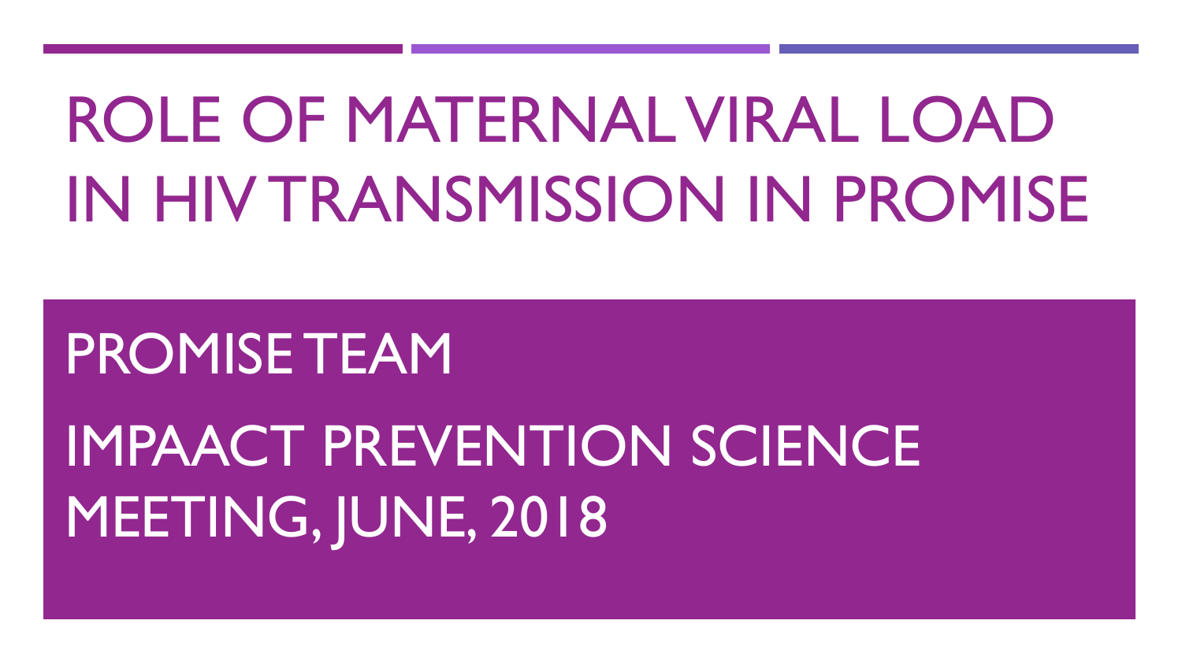# ROLE OF MATERNAL VIRAL LOAD IN HIV TRANSMISSION IN PROMISE

PROMISE TEAM

IMPAACT PREVENTION SCIENCE MEETING, JUNE, 2018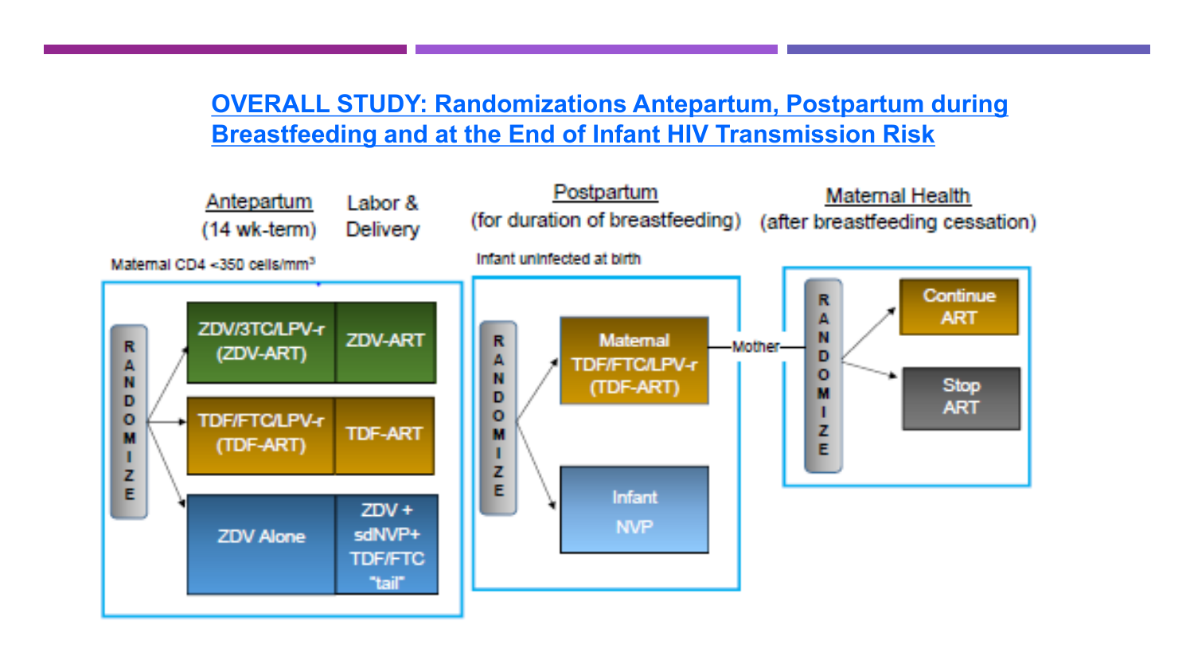## OVERALL STUDY: Randomizations Antepartum, Postpartum during Breastfeeding and at the End of Infant HIV Transmission Risk

| Antepartum (14 wk-term) | Labor & Delivery | Postpartum (for duration of breastfeeding) | Maternal Health (after breastfeeding cessation) |
|---|---|---|---|
| Maternal CD4 <350 cells/mm³ | | Infant uninfected at birth | |

**Antepartum / Labor & Delivery — RANDOMIZE:**

- ZDV/3TC/LPV-r (ZDV-ART) → ZDV-ART
- TDF/FTC/LPV-r (TDF-ART) → TDF-ART
- ZDV Alone → ZDV + sdNVP+ TDF/FTC "tail"

**Postpartum — RANDOMIZE:**

- Maternal TDF/FTC/LPV-r (TDF-ART)
- Infant NVP

**Maternal Health — Mother — RANDOMIZE:**

- Continue ART
- Stop ART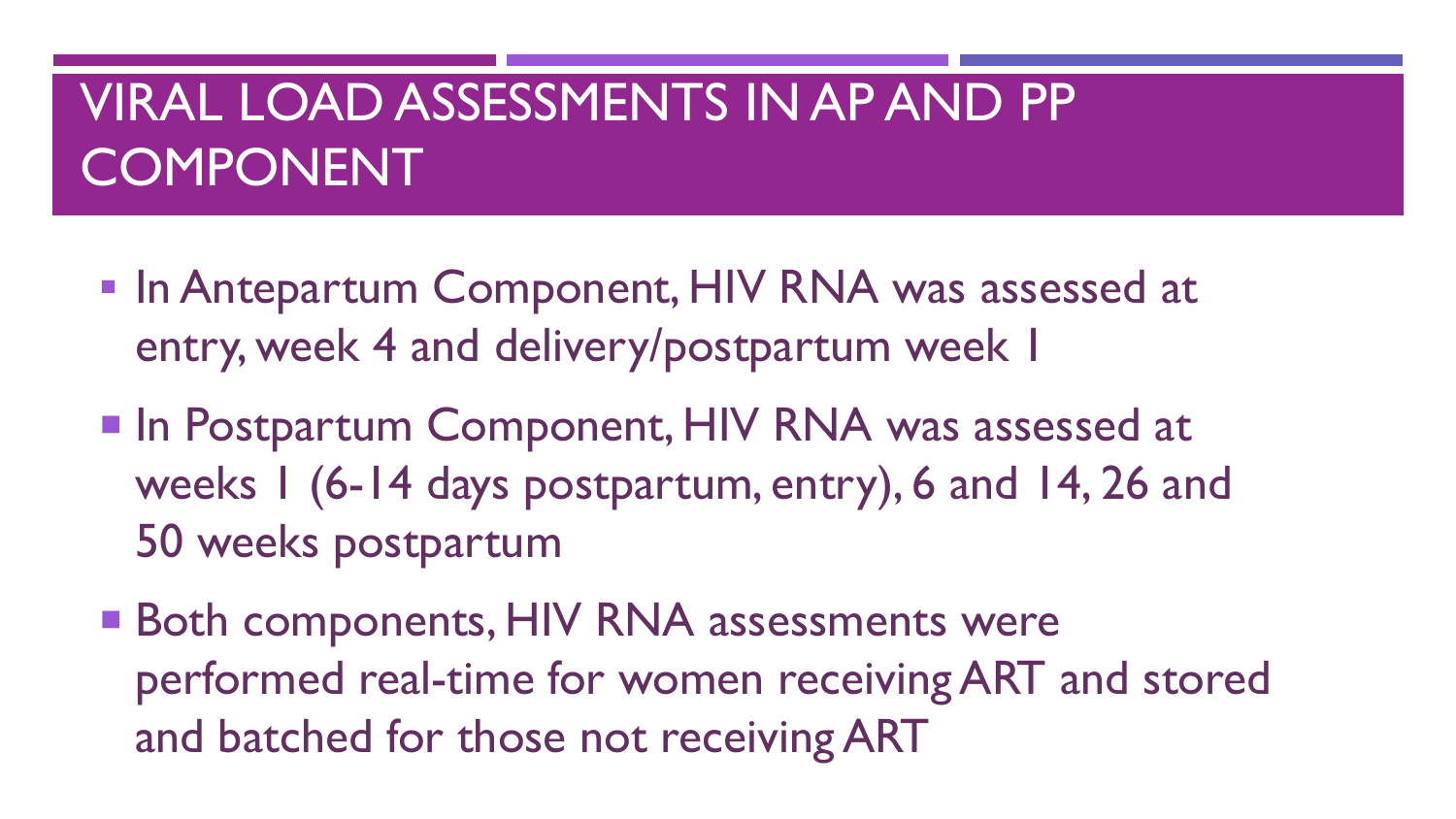# VIRAL LOAD ASSESSMENTS IN AP AND PP COMPONENT

- In Antepartum Component, HIV RNA was assessed at entry, week 4 and delivery/postpartum week 1
- In Postpartum Component, HIV RNA was assessed at weeks 1 (6-14 days postpartum, entry), 6 and 14, 26 and 50 weeks postpartum
- Both components, HIV RNA assessments were performed real-time for women receiving ART and stored and batched for those not receiving ART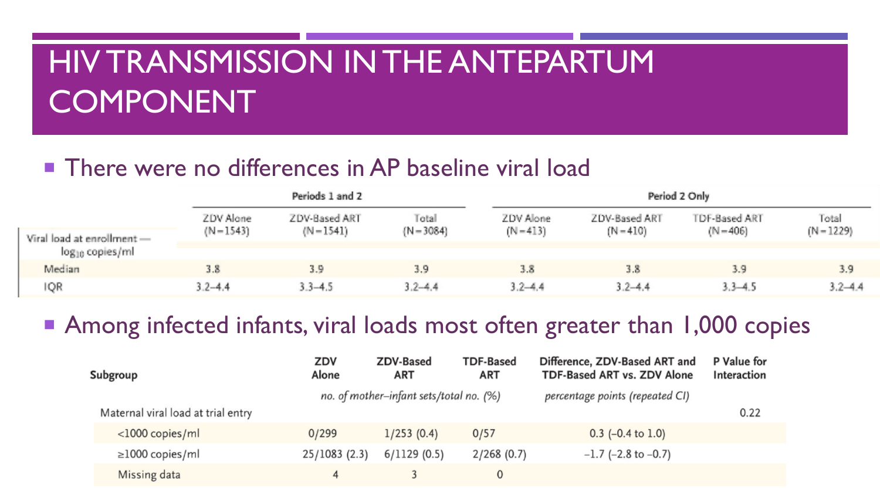# HIV TRANSMISSION IN THE ANTEPARTUM COMPONENT

- There were no differences in AP baseline viral load

| | Periods 1 and 2 | | | Period 2 Only | | | |
|---|---|---|---|---|---|---|---|
| | ZDV Alone (N=1543) | ZDV-Based ART (N=1541) | Total (N=3084) | ZDV Alone (N=413) | ZDV-Based ART (N=410) | TDF-Based ART (N=406) | Total (N=1229) |
| Viral load at enrollment — $\log_{10}$ copies/ml | | | | | | | |
| Median | 3.8 | 3.9 | 3.9 | 3.8 | 3.8 | 3.9 | 3.9 |
| IQR | 3.2–4.4 | 3.3–4.5 | 3.2–4.4 | 3.2–4.4 | 3.2–4.4 | 3.3–4.5 | 3.2–4.4 |

- Among infected infants, viral loads most often greater than 1,000 copies

| Subgroup | ZDV Alone | ZDV-Based ART | TDF-Based ART | Difference, ZDV-Based ART and TDF-Based ART vs. ZDV Alone | P Value for Interaction |
|---|---|---|---|---|---|
| | *no. of mother–infant sets/total no. (%)* | | | *percentage points (repeated CI)* | |
| Maternal viral load at trial entry | | | | | 0.22 |
| <1000 copies/ml | 0/299 | 1/253 (0.4) | 0/57 | 0.3 (−0.4 to 1.0) | |
| ≥1000 copies/ml | 25/1083 (2.3) | 6/1129 (0.5) | 2/268 (0.7) | −1.7 (−2.8 to −0.7) | |
| Missing data | 4 | 3 | 0 | | |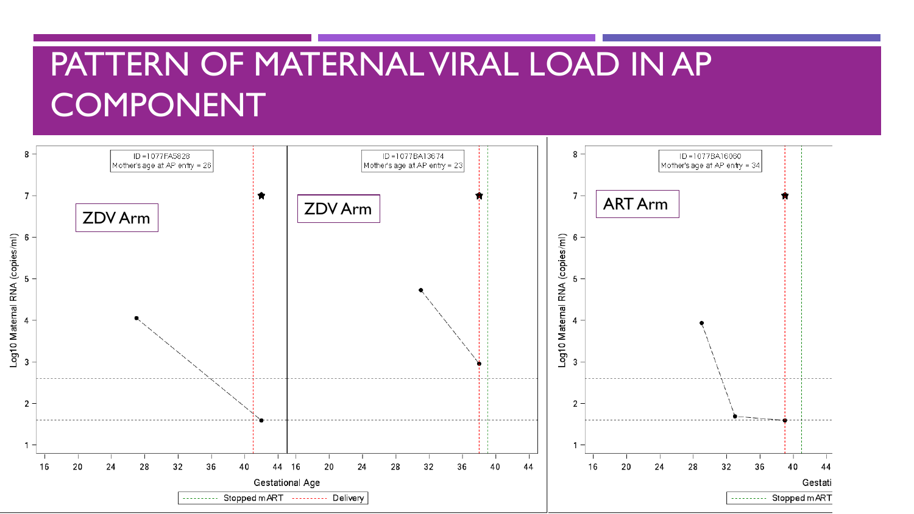# PATTERN OF MATERNAL VIRAL LOAD IN AP COMPONENT

ID =1077FA5828
Mother's age at AP entry = 26

ZDV Arm

ID =1077BA13674
Mother's age at AP entry = 23

ZDV Arm

ID =1077BA16060
Mother's age at AP entry = 34

ART Arm

Log10 Maternal RNA (copies/ml)

Gestational Age

Stopped mART
Delivery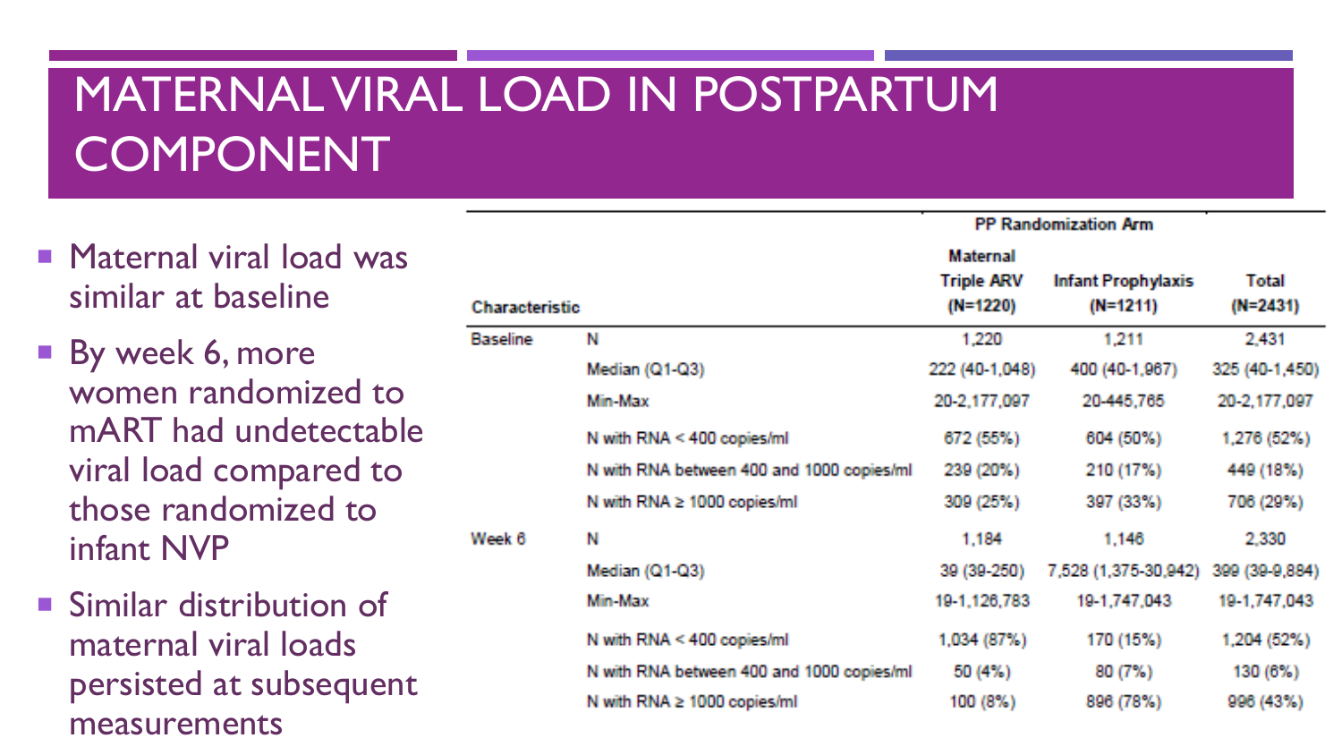# MATERNAL VIRAL LOAD IN POSTPARTUM COMPONENT

- Maternal viral load was similar at baseline
- By week 6, more women randomized to mART had undetectable viral load compared to those randomized to infant NVP
- Similar distribution of maternal viral loads persisted at subsequent measurements

| Characteristic | | PP Randomization Arm | | |
|---|---|---|---|---|
| | | Maternal Triple ARV (N=1220) | Infant Prophylaxis (N=1211) | Total (N=2431) |
| Baseline | N | 1,220 | 1,211 | 2,431 |
| | Median (Q1-Q3) | 222 (40-1,048) | 400 (40-1,967) | 325 (40-1,450) |
| | Min-Max | 20-2,177,097 | 20-445,765 | 20-2,177,097 |
| | N with RNA < 400 copies/ml | 672 (55%) | 604 (50%) | 1,276 (52%) |
| | N with RNA between 400 and 1000 copies/ml | 239 (20%) | 210 (17%) | 449 (18%) |
| | N with RNA ≥ 1000 copies/ml | 309 (25%) | 397 (33%) | 706 (29%) |
| Week 6 | N | 1,184 | 1,146 | 2,330 |
| | Median (Q1-Q3) | 39 (39-250) | 7,528 (1,375-30,942) | 399 (39-9,884) |
| | Min-Max | 19-1,126,783 | 19-1,747,043 | 19-1,747,043 |
| | N with RNA < 400 copies/ml | 1,034 (87%) | 170 (15%) | 1,204 (52%) |
| | N with RNA between 400 and 1000 copies/ml | 50 (4%) | 80 (7%) | 130 (6%) |
| | N with RNA ≥ 1000 copies/ml | 100 (8%) | 896 (78%) | 996 (43%) |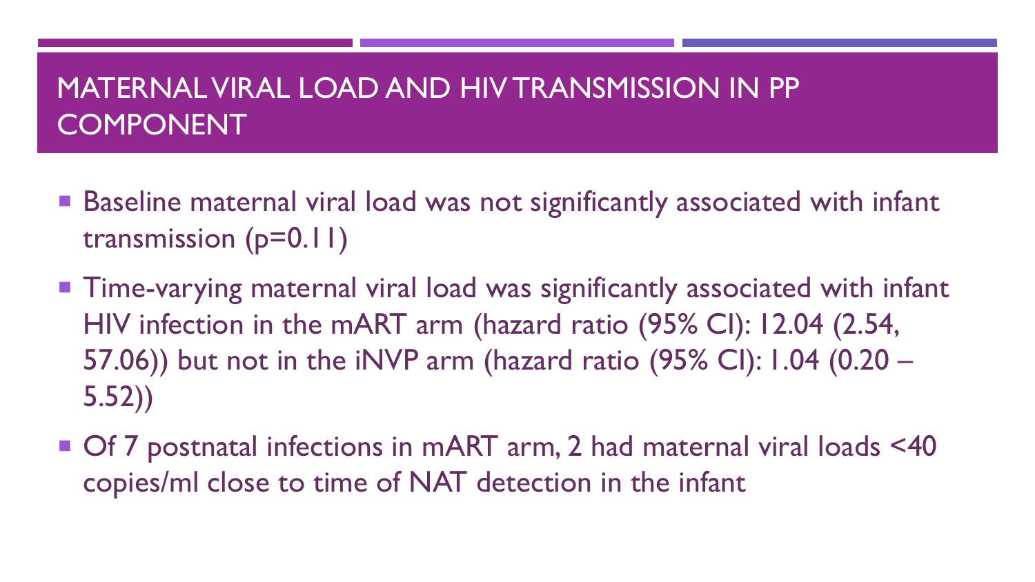# MATERNAL VIRAL LOAD AND HIV TRANSMISSION IN PP COMPONENT

- Baseline maternal viral load was not significantly associated with infant transmission ($p=0.11$)
- Time-varying maternal viral load was significantly associated with infant HIV infection in the mART arm (hazard ratio (95% CI): 12.04 (2.54, 57.06)) but not in the iNVP arm (hazard ratio (95% CI): 1.04 (0.20 – 5.52))
- Of 7 postnatal infections in mART arm, 2 had maternal viral loads <40 copies/ml close to time of NAT detection in the infant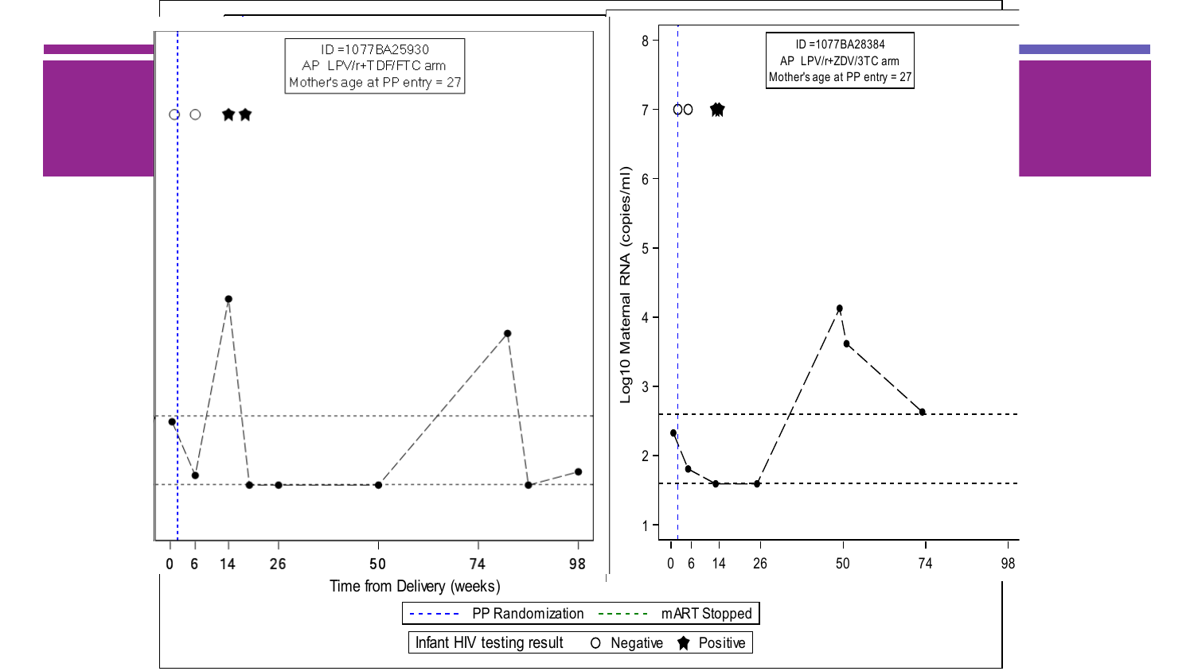ID =1077BA25930
AP LPV/r+TDF/FTC arm
Mother's age at PP entry = 27

ID =1077BA28384
AP LPV/r+ZDV/3TC arm
Mother's age at PP entry = 27

Log10 Maternal RNA (copies/ml)

Time from Delivery (weeks)

PP Randomization   mART Stopped

Infant HIV testing result   Negative   Positive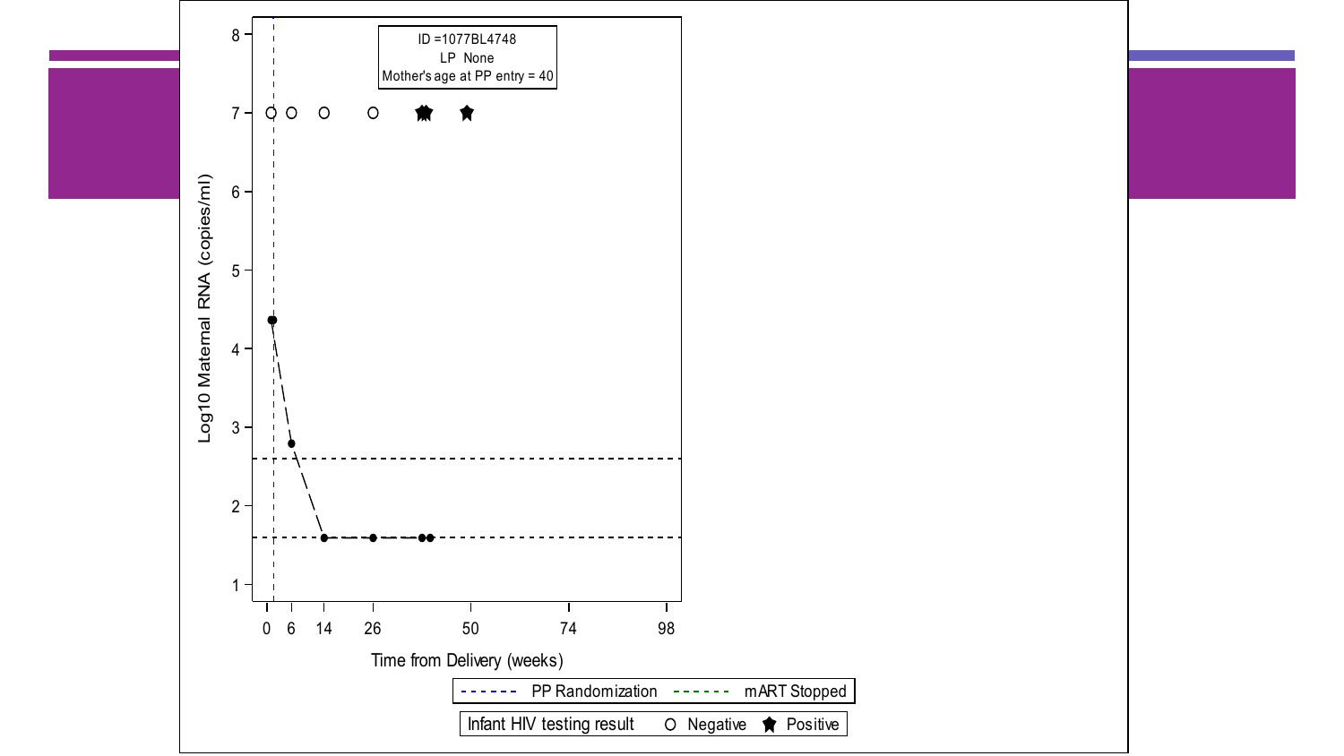ID =1077BL4748

LP None

Mother's age at PP entry = 40

Log10 Maternal RNA (copies/ml)

Time from Delivery (weeks)

0 6 14 26 50 74 98

PP Randomization — mART Stopped

Infant HIV testing result — Negative — Positive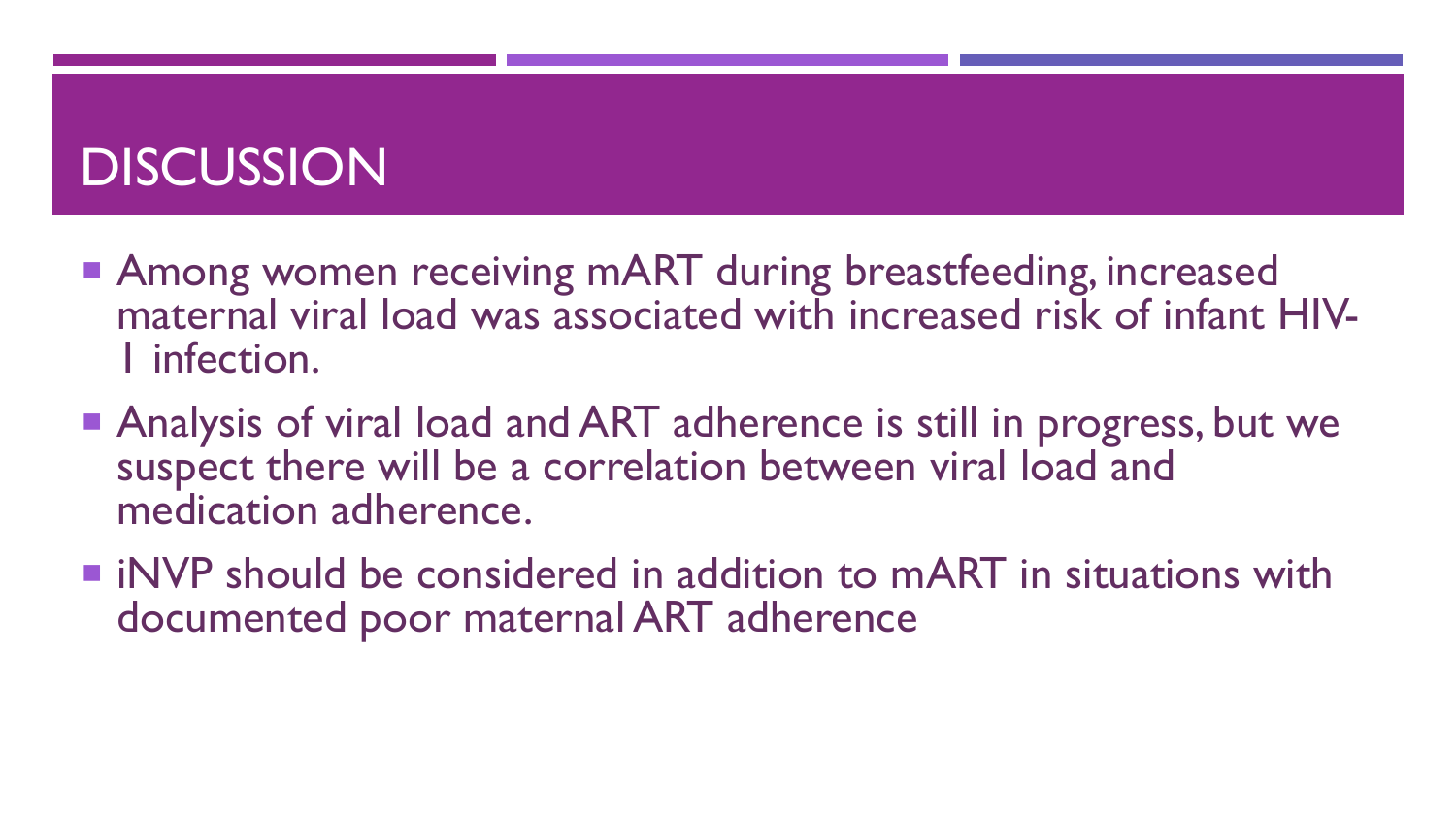# DISCUSSION

- Among women receiving mART during breastfeeding, increased maternal viral load was associated with increased risk of infant HIV-1 infection.
- Analysis of viral load and ART adherence is still in progress, but we suspect there will be a correlation between viral load and medication adherence.
- iNVP should be considered in addition to mART in situations with documented poor maternal ART adherence